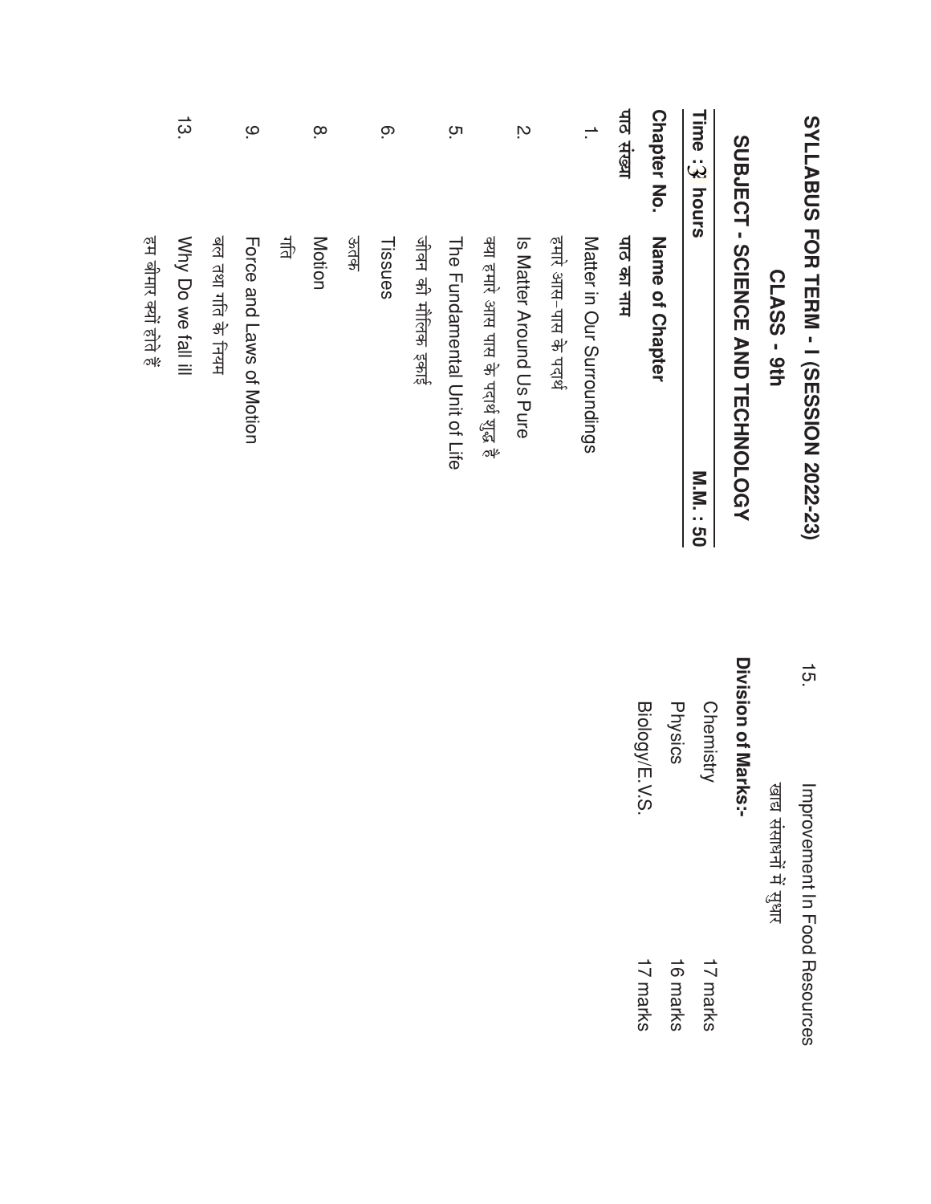# SYLLABUS FOR TERM - I (SESSION 2022-23)

## CLASS - 9th

## SUBJECT - SCIENCE AND TECHNOLOGY

**Time : 3 hours** **M.M. : 50**

| **Chapter No.** | **Name of Chapter** |
|---|---|
| **पाठ संख्या** | **पाठ का नाम** |
| 1. | Matter in Our Surroundings<br>हमारे आस-पास के पदार्थ |
| 2. | Is Matter Around Us Pure<br>क्या हमारे आस पास के पदार्थ शुद्ध है |
| 5. | The Fundamental Unit of Life<br>जीवन की मौलिक इकाई |
| 6. | Tissues<br>ऊतक |
| 8. | Motion<br>गति |
| 9. | Force and Laws of Motion<br>बल तथा गति के नियम |
| 13. | Why Do we fall ill<br>हम बीमार क्यों होते हैं |
| 15. | Improvement In Food Resources<br>खाद्य संसाधनों में सुधार |

**Division of Marks:-**

| | |
|---|---|
| Chemistry | 17 marks |
| Physics | 16 marks |
| Biology/E.V.S. | 17 marks |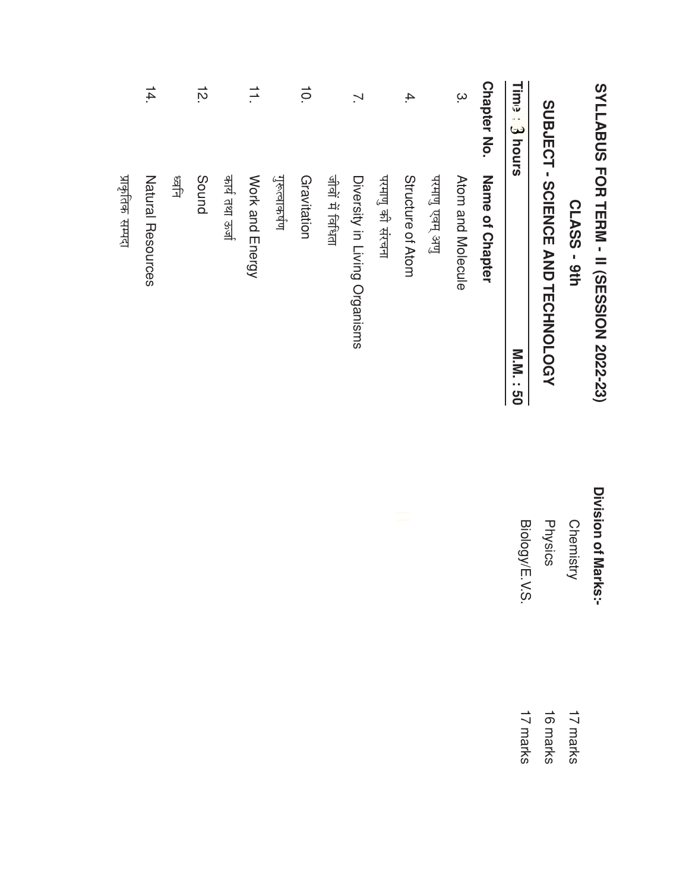# SYLLABUS FOR TERM - II (SESSION 2022-23)

## CLASS - 9th

## SUBJECT - SCIENCE AND TECHNOLOGY

**Time : 3 hours** **M.M. : 50**

| Chapter No. | Name of Chapter |
|---|---|
| 3. | Atom and Molecule |
| | परमाणु एवम् अणु |
| 4. | Structure of Atom |
| | परमाणु की संरचना |
| 7. | Diversity in Living Organisms |
| | जीवों में विविधता |
| 10. | Gravitation |
| | गुरुत्वाकर्षण |
| 11. | Work and Energy |
| | कार्य तथा ऊर्जा |
| 12. | Sound |
| | ध्वनि |
| 14. | Natural Resources |
| | प्राकृतिक सम्पदा |

**Division of Marks:-**

| | |
|---|---|
| Chemistry | 17 marks |
| Physics | 16 marks |
| Biology/E.V.S. | 17 marks |